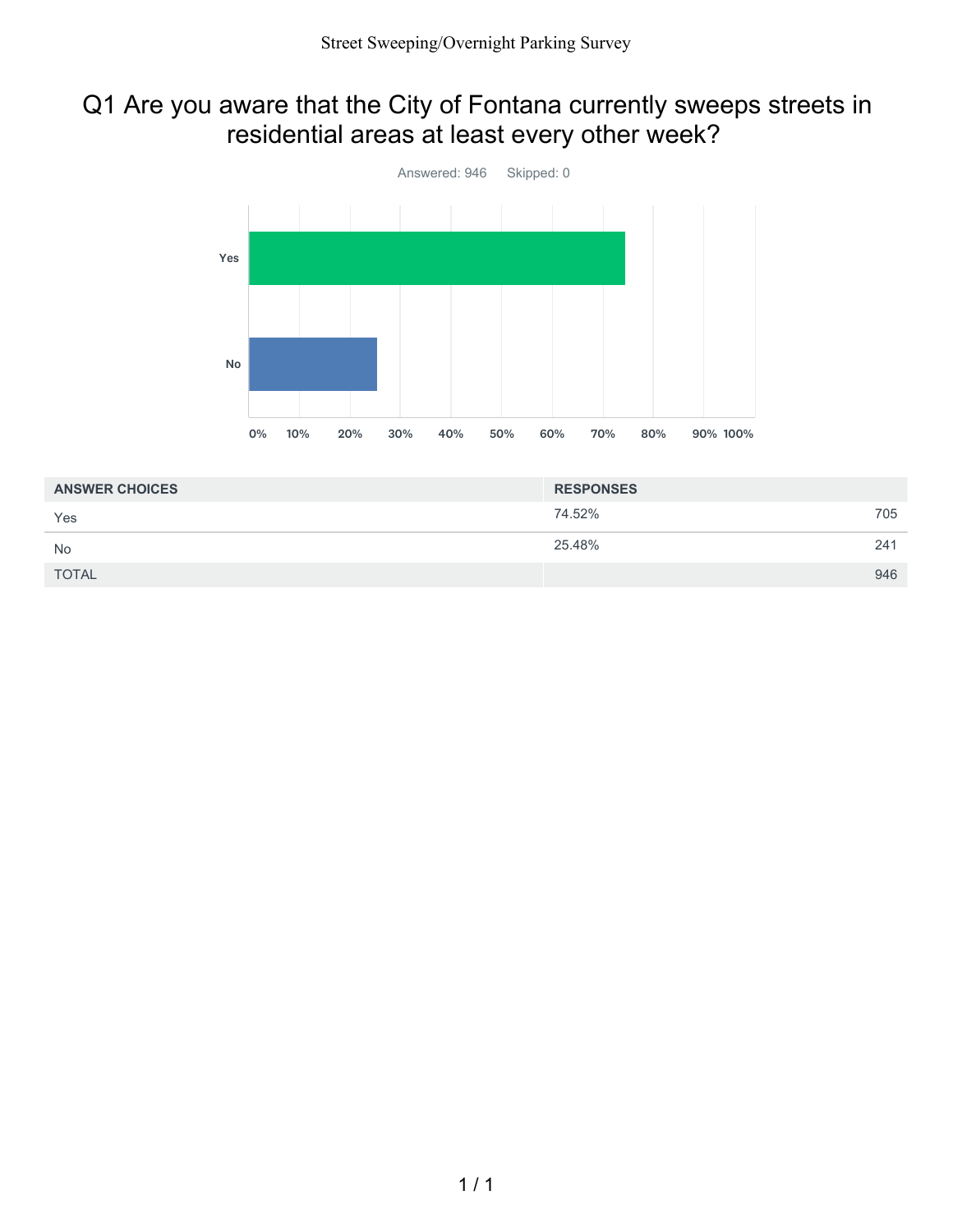# Q1 Are you aware that the City of Fontana currently sweeps streets in residential areas at least every other week?

Answered: 946 Skipped: 0

| ANSWER CHOICES | RESPONSES | |
|---|---|---|
| Yes | 74.52% | 705 |
| No | 25.48% | 241 |
| TOTAL | | 946 |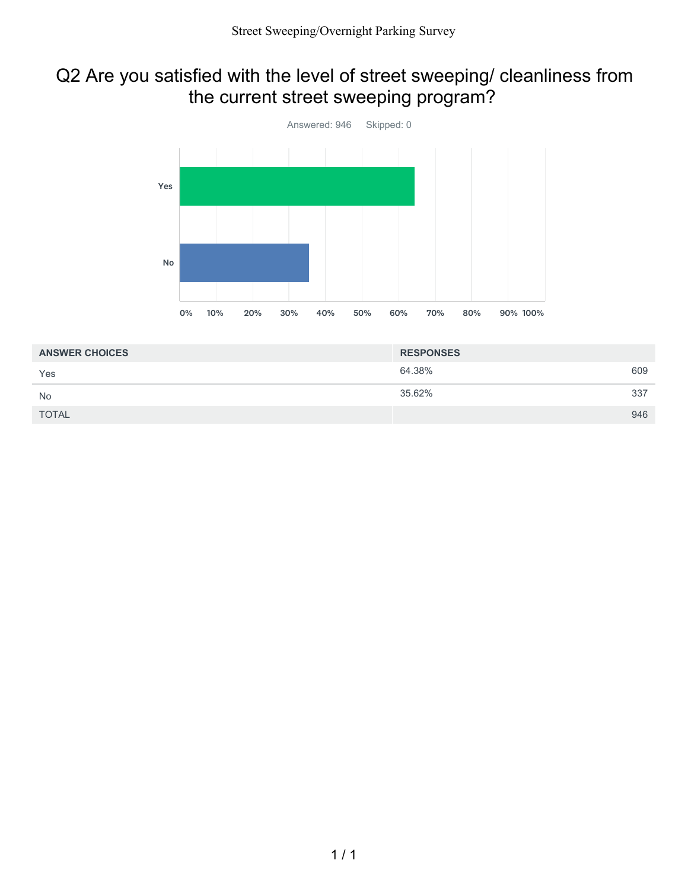# Q2 Are you satisfied with the level of street sweeping/ cleanliness from the current street sweeping program?

Answered: 946 Skipped: 0

| ANSWER CHOICES | RESPONSES | |
|---|---|---|
| Yes | 64.38% | 609 |
| No | 35.62% | 337 |
| TOTAL | | 946 |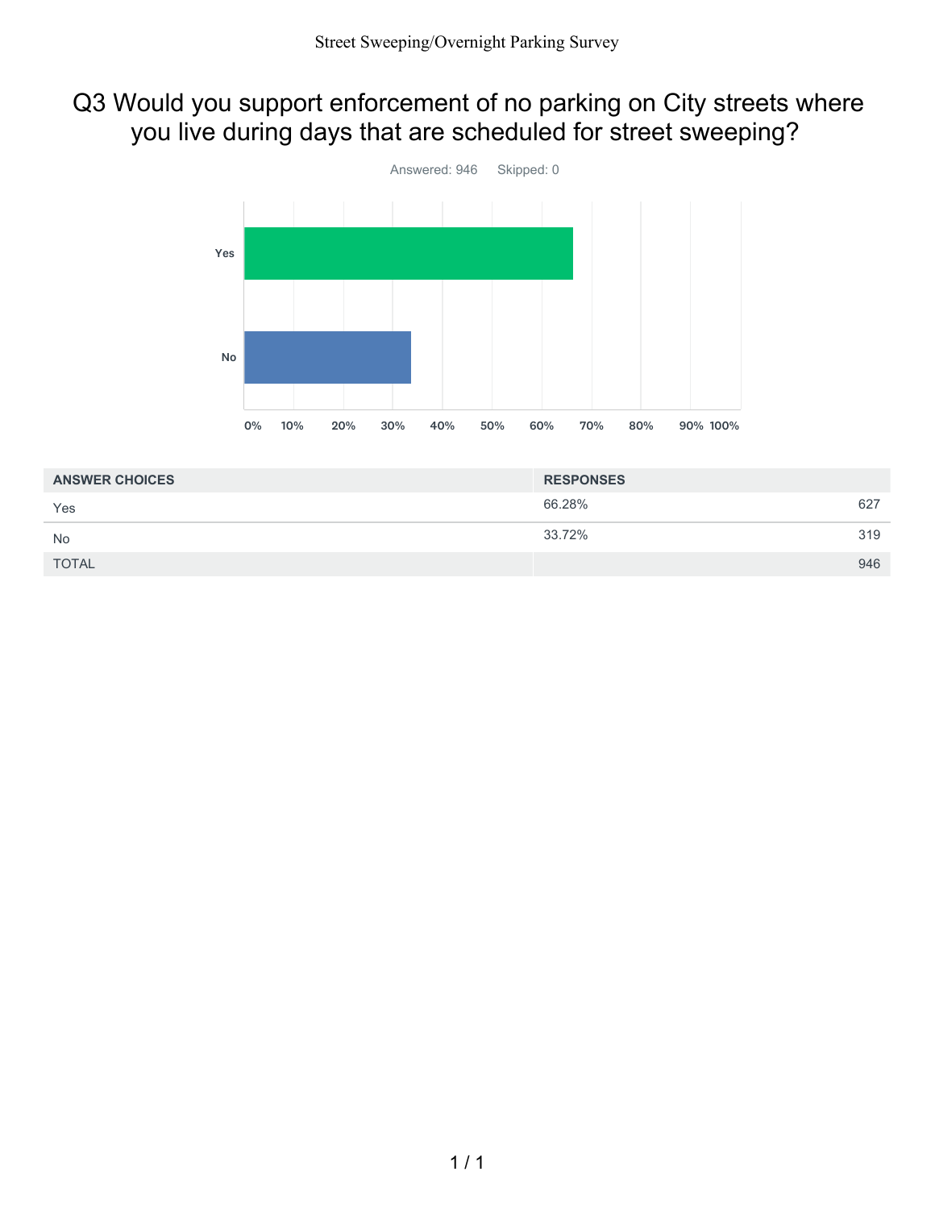# Q3 Would you support enforcement of no parking on City streets where you live during days that are scheduled for street sweeping?

Answered: 946 Skipped: 0

| ANSWER CHOICES | RESPONSES | |
|---|---|---|
| Yes | 66.28% | 627 |
| No | 33.72% | 319 |
| TOTAL | | 946 |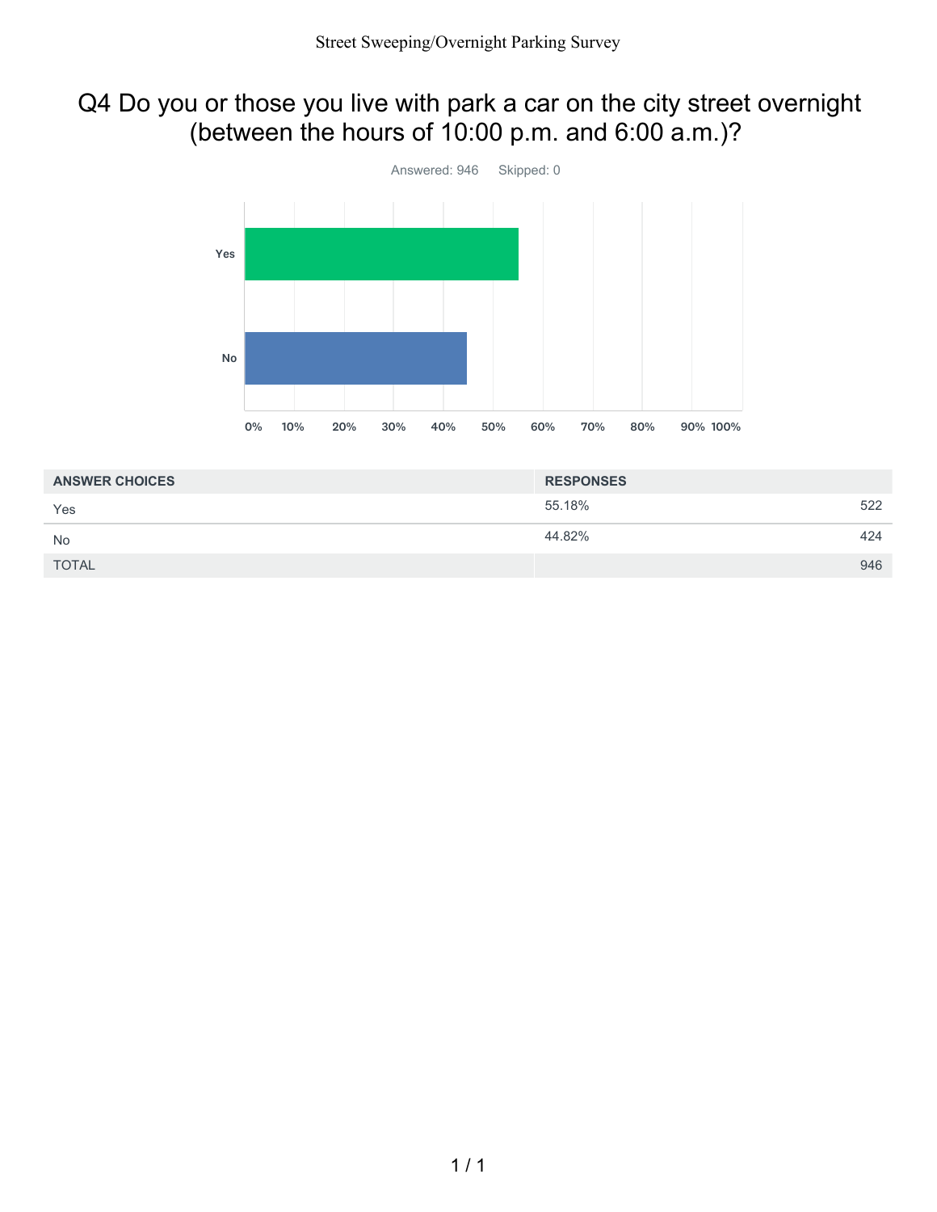# Q4 Do you or those you live with park a car on the city street overnight (between the hours of 10:00 p.m. and 6:00 a.m.)?

Answered: 946 Skipped: 0

| ANSWER CHOICES | RESPONSES | |
|---|---|---|
| Yes | 55.18% | 522 |
| No | 44.82% | 424 |
| TOTAL | | 946 |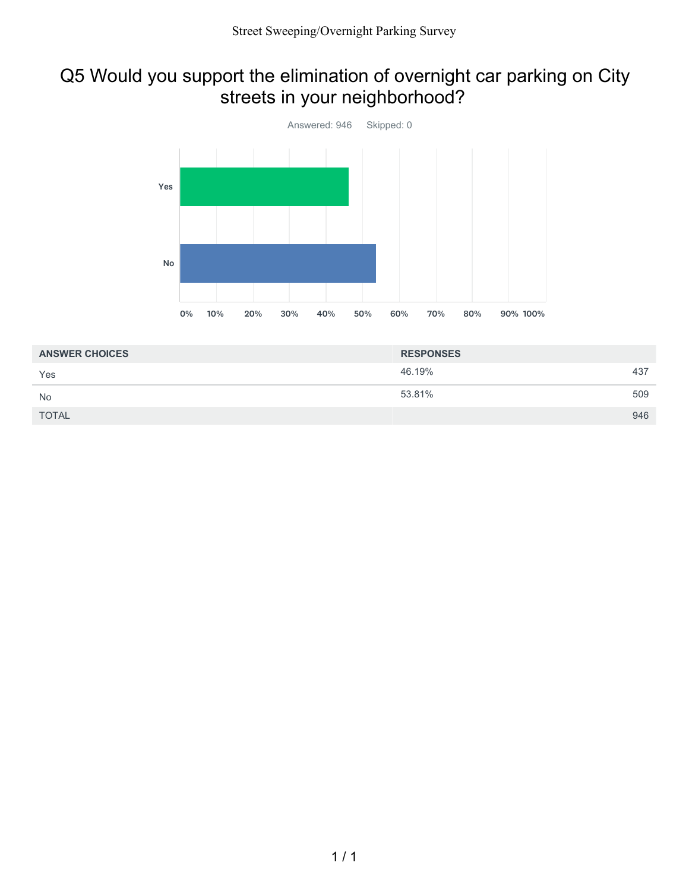# Q5 Would you support the elimination of overnight car parking on City streets in your neighborhood?

Answered: 946 Skipped: 0

| ANSWER CHOICES | RESPONSES | |
|---|---|---|
| Yes | 46.19% | 437 |
| No | 53.81% | 509 |
| TOTAL | | 946 |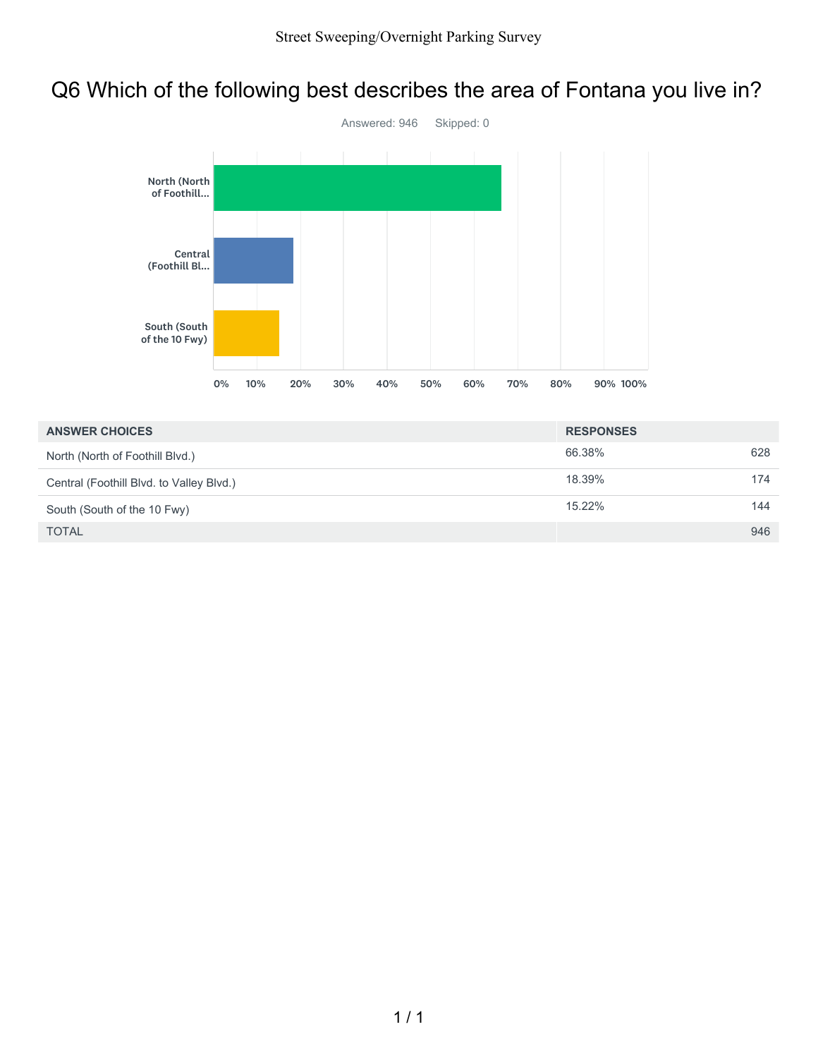# Q6 Which of the following best describes the area of Fontana you live in?

Answered: 946 Skipped: 0

North (North of Foothill...

Central (Foothill Bl...

South (South of the 10 Fwy)

0% 10% 20% 30% 40% 50% 60% 70% 80% 90% 100%

| ANSWER CHOICES | RESPONSES | |
|---|---|---|
| North (North of Foothill Blvd.) | 66.38% | 628 |
| Central (Foothill Blvd. to Valley Blvd.) | 18.39% | 174 |
| South (South of the 10 Fwy) | 15.22% | 144 |
| TOTAL | | 946 |